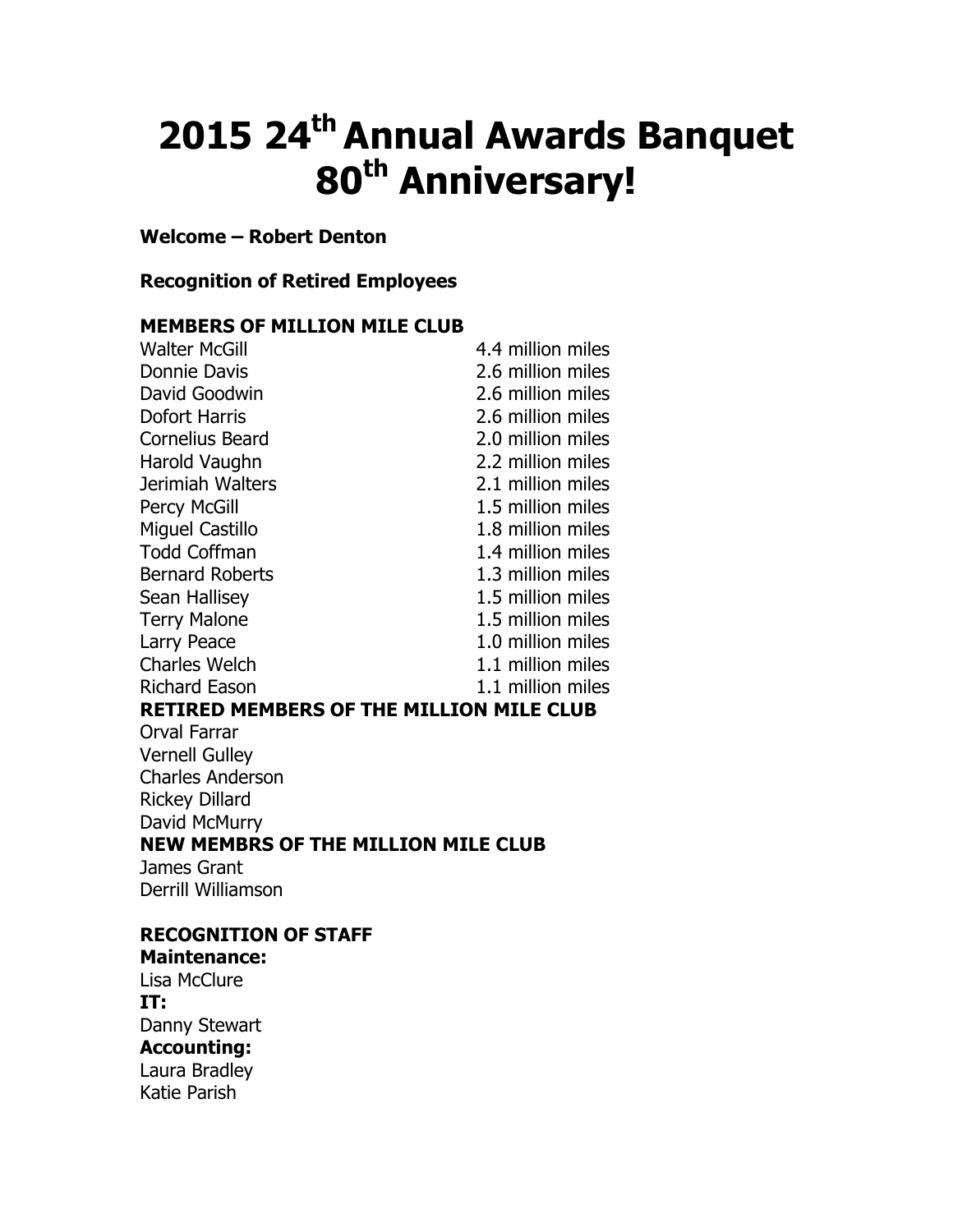# 2015 24th Annual Awards Banquet 80th Anniversary!

**Welcome – Robert Denton**

**Recognition of Retired Employees**

**MEMBERS OF MILLION MILE CLUB**

| | |
|---|---|
| Walter McGill | 4.4 million miles |
| Donnie Davis | 2.6 million miles |
| David Goodwin | 2.6 million miles |
| Dofort Harris | 2.6 million miles |
| Cornelius Beard | 2.0 million miles |
| Harold Vaughn | 2.2 million miles |
| Jerimiah Walters | 2.1 million miles |
| Percy McGill | 1.5 million miles |
| Miguel Castillo | 1.8 million miles |
| Todd Coffman | 1.4 million miles |
| Bernard Roberts | 1.3 million miles |
| Sean Hallisey | 1.5 million miles |
| Terry Malone | 1.5 million miles |
| Larry Peace | 1.0 million miles |
| Charles Welch | 1.1 million miles |
| Richard Eason | 1.1 million miles |

**RETIRED MEMBERS OF THE MILLION MILE CLUB**

Orval Farrar
Vernell Gulley
Charles Anderson
Rickey Dillard
David McMurry

**NEW MEMBRS OF THE MILLION MILE CLUB**

James Grant
Derrill Williamson

**RECOGNITION OF STAFF**

**Maintenance:**
Lisa McClure

**IT:**
Danny Stewart

**Accounting:**
Laura Bradley
Katie Parish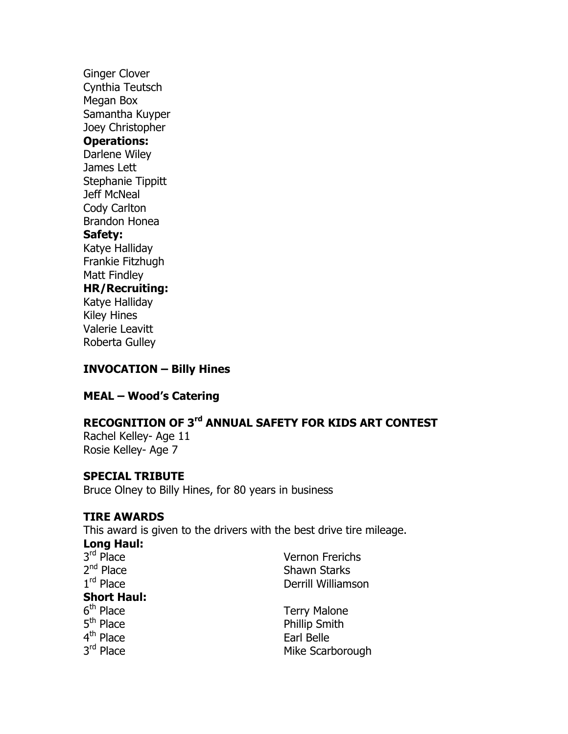Ginger Clover
Cynthia Teutsch
Megan Box
Samantha Kuyper
Joey Christopher

**Operations:**

Darlene Wiley
James Lett
Stephanie Tippitt
Jeff McNeal
Cody Carlton
Brandon Honea

**Safety:**

Katye Halliday
Frankie Fitzhugh
Matt Findley

**HR/Recruiting:**

Katye Halliday
Kiley Hines
Valerie Leavitt
Roberta Gulley

**INVOCATION – Billy Hines**

**MEAL – Wood's Catering**

**RECOGNITION OF 3rd ANNUAL SAFETY FOR KIDS ART CONTEST**

Rachel Kelley- Age 11
Rosie Kelley- Age 7

**SPECIAL TRIBUTE**

Bruce Olney to Billy Hines, for 80 years in business

**TIRE AWARDS**

This award is given to the drivers with the best drive tire mileage.

**Long Haul:**

| | |
|---|---|
| 3rd Place | Vernon Frerichs |
| 2nd Place | Shawn Starks |
| 1rd Place | Derrill Williamson |

**Short Haul:**

| | |
|---|---|
| 6th Place | Terry Malone |
| 5th Place | Phillip Smith |
| 4th Place | Earl Belle |
| 3rd Place | Mike Scarborough |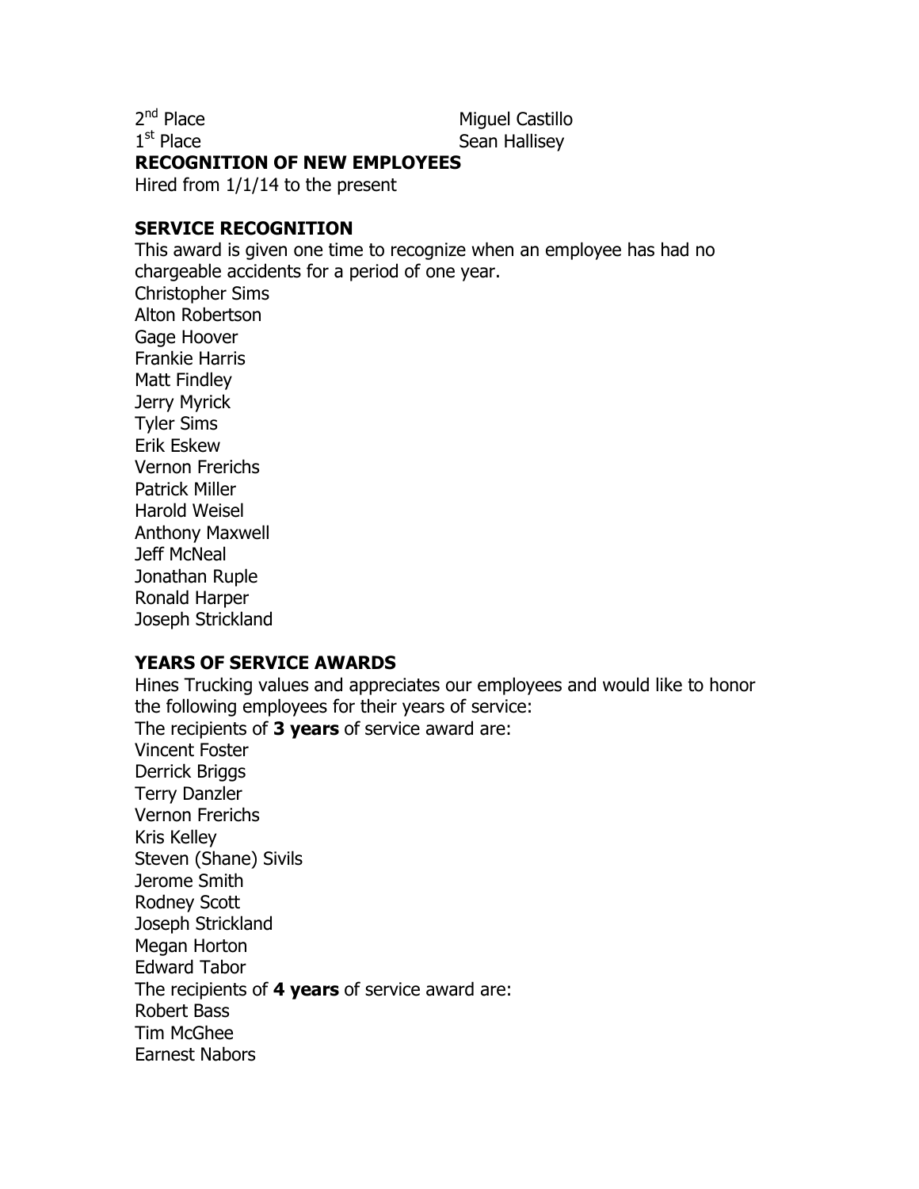2nd Place Miguel Castillo
1st Place Sean Hallisey

**RECOGNITION OF NEW EMPLOYEES**

Hired from 1/1/14 to the present

**SERVICE RECOGNITION**

This award is given one time to recognize when an employee has had no chargeable accidents for a period of one year.

Christopher Sims
Alton Robertson
Gage Hoover
Frankie Harris
Matt Findley
Jerry Myrick
Tyler Sims
Erik Eskew
Vernon Frerichs
Patrick Miller
Harold Weisel
Anthony Maxwell
Jeff McNeal
Jonathan Ruple
Ronald Harper
Joseph Strickland

**YEARS OF SERVICE AWARDS**

Hines Trucking values and appreciates our employees and would like to honor the following employees for their years of service:

The recipients of **3 years** of service award are:

Vincent Foster
Derrick Briggs
Terry Danzler
Vernon Frerichs
Kris Kelley
Steven (Shane) Sivils
Jerome Smith
Rodney Scott
Joseph Strickland
Megan Horton
Edward Tabor

The recipients of **4 years** of service award are:

Robert Bass
Tim McGhee
Earnest Nabors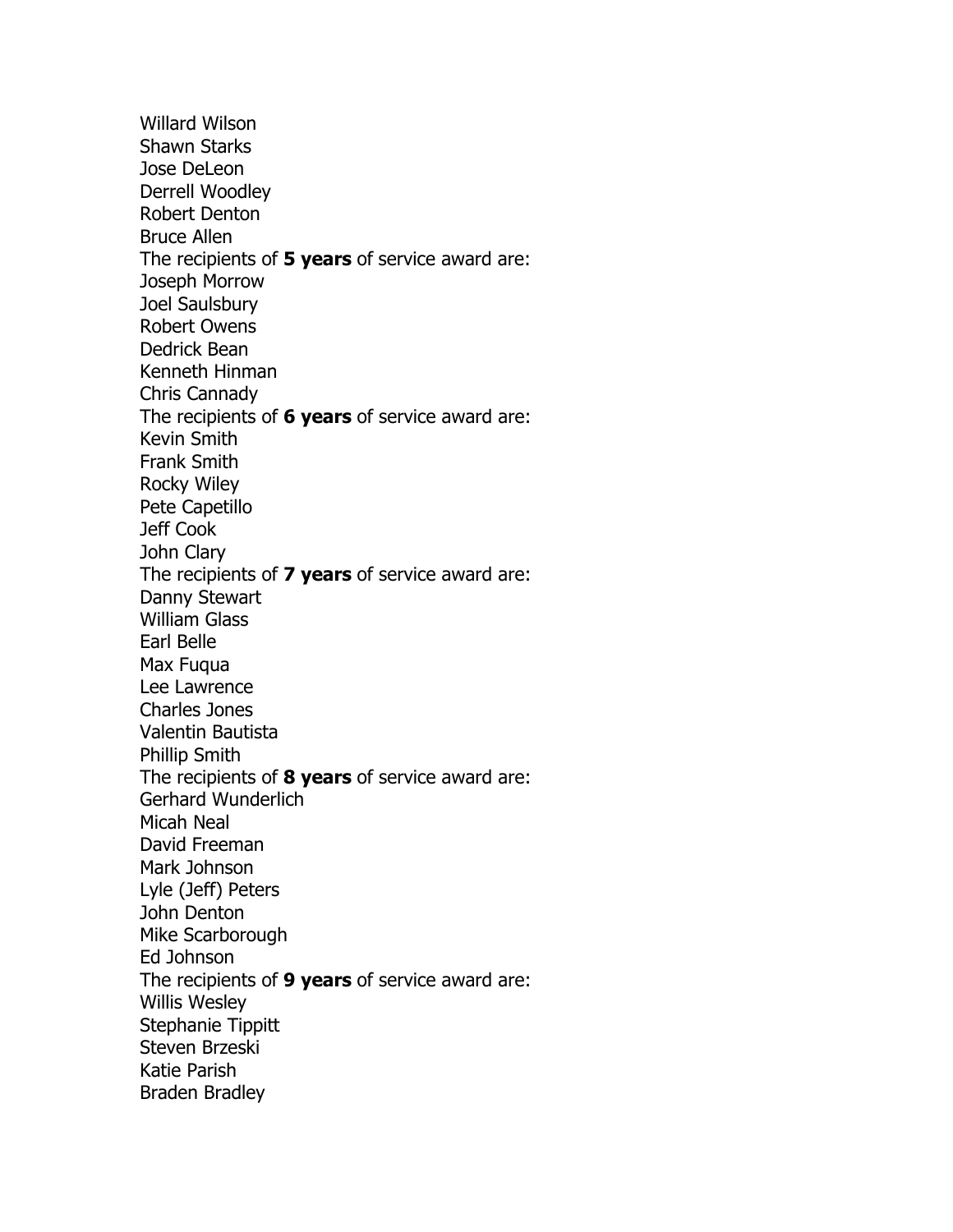Willard Wilson
Shawn Starks
Jose DeLeon
Derrell Woodley
Robert Denton
Bruce Allen
The recipients of **5 years** of service award are:
Joseph Morrow
Joel Saulsbury
Robert Owens
Dedrick Bean
Kenneth Hinman
Chris Cannady
The recipients of **6 years** of service award are:
Kevin Smith
Frank Smith
Rocky Wiley
Pete Capetillo
Jeff Cook
John Clary
The recipients of **7 years** of service award are:
Danny Stewart
William Glass
Earl Belle
Max Fuqua
Lee Lawrence
Charles Jones
Valentin Bautista
Phillip Smith
The recipients of **8 years** of service award are:
Gerhard Wunderlich
Micah Neal
David Freeman
Mark Johnson
Lyle (Jeff) Peters
John Denton
Mike Scarborough
Ed Johnson
The recipients of **9 years** of service award are:
Willis Wesley
Stephanie Tippitt
Steven Brzeski
Katie Parish
Braden Bradley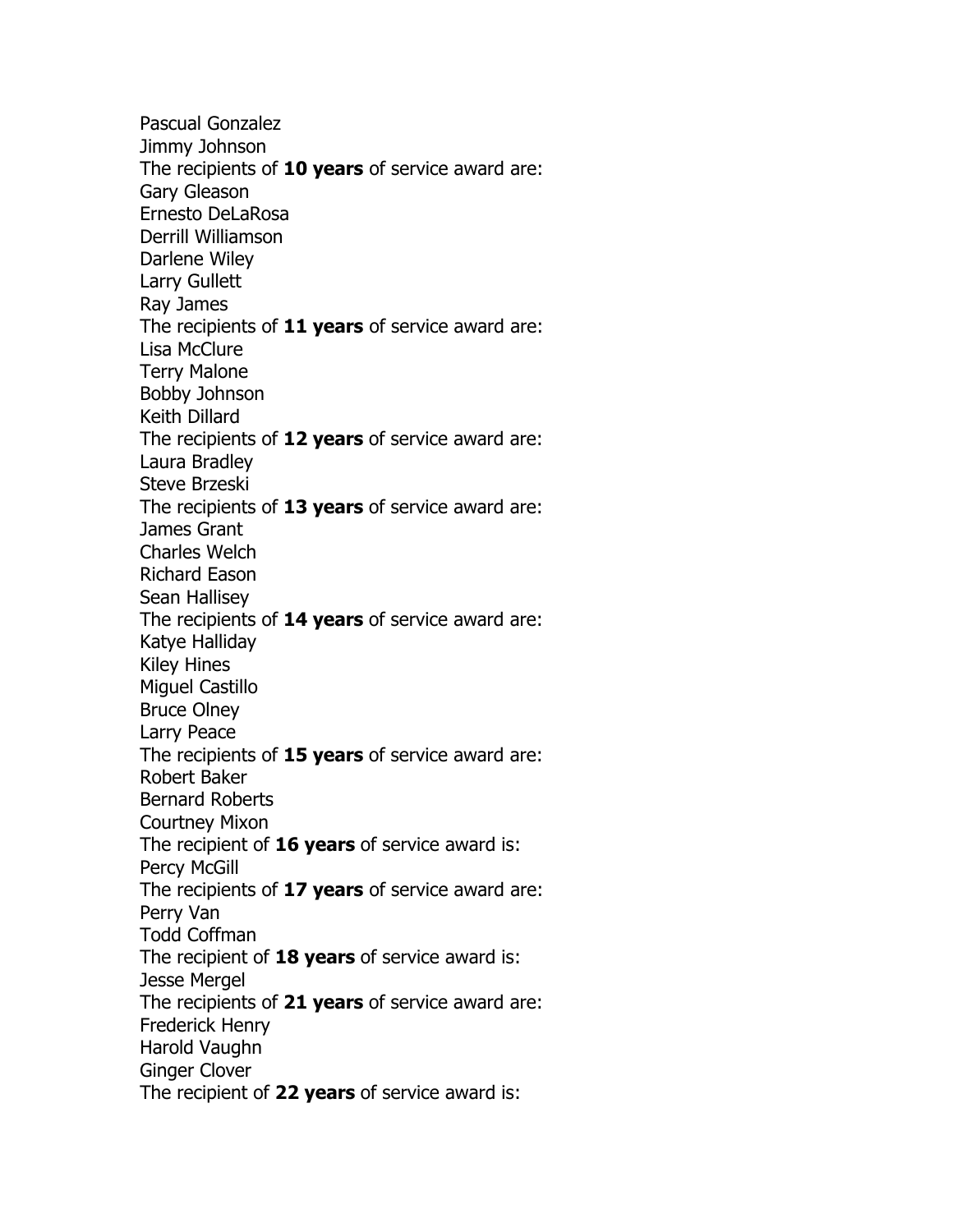Pascual Gonzalez
Jimmy Johnson
The recipients of **10 years** of service award are:
Gary Gleason
Ernesto DeLaRosa
Derrill Williamson
Darlene Wiley
Larry Gullett
Ray James
The recipients of **11 years** of service award are:
Lisa McClure
Terry Malone
Bobby Johnson
Keith Dillard
The recipients of **12 years** of service award are:
Laura Bradley
Steve Brzeski
The recipients of **13 years** of service award are:
James Grant
Charles Welch
Richard Eason
Sean Hallisey
The recipients of **14 years** of service award are:
Katye Halliday
Kiley Hines
Miguel Castillo
Bruce Olney
Larry Peace
The recipients of **15 years** of service award are:
Robert Baker
Bernard Roberts
Courtney Mixon
The recipient of **16 years** of service award is:
Percy McGill
The recipients of **17 years** of service award are:
Perry Van
Todd Coffman
The recipient of **18 years** of service award is:
Jesse Mergel
The recipients of **21 years** of service award are:
Frederick Henry
Harold Vaughn
Ginger Clover
The recipient of **22 years** of service award is: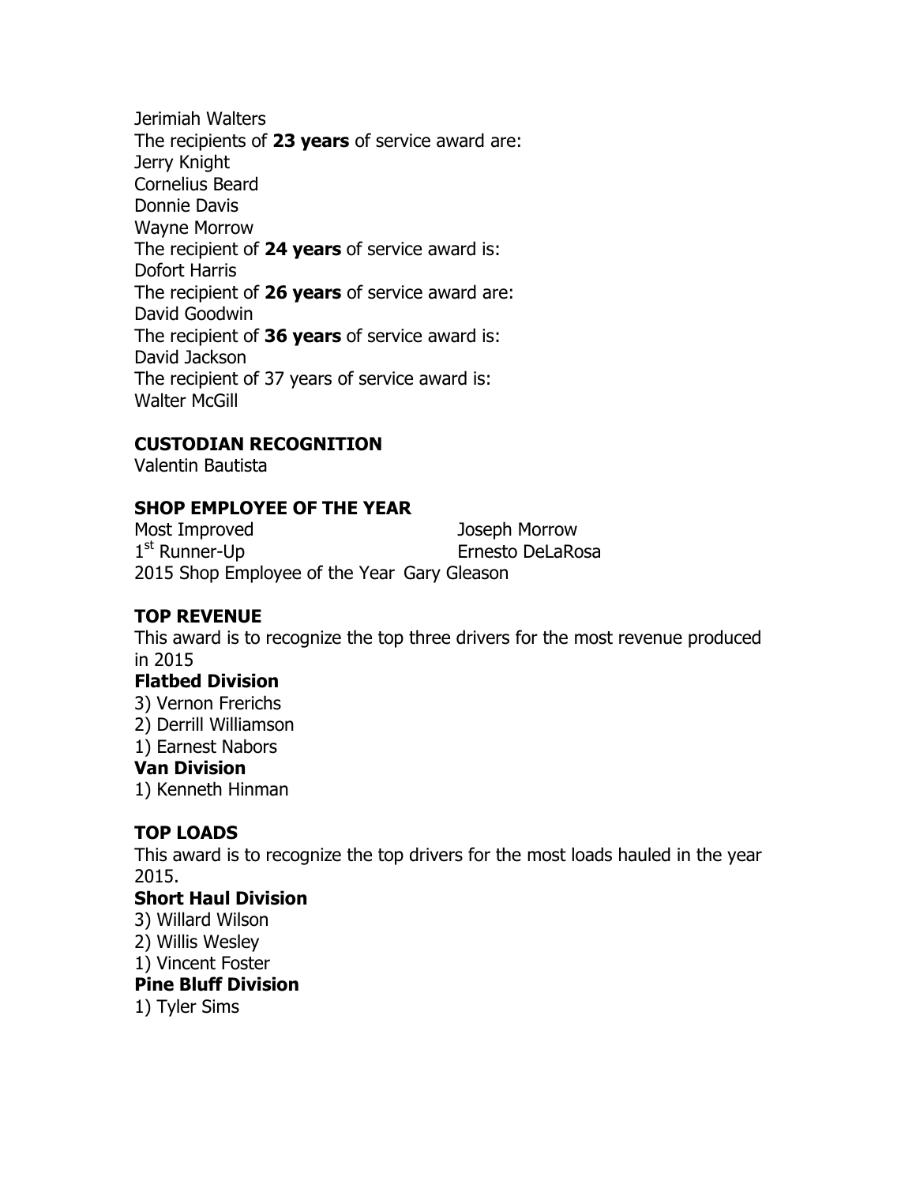Jerimiah Walters

The recipients of **23 years** of service award are:

Jerry Knight

Cornelius Beard

Donnie Davis

Wayne Morrow

The recipient of **24 years** of service award is:

Dofort Harris

The recipient of **26 years** of service award are:

David Goodwin

The recipient of **36 years** of service award is:

David Jackson

The recipient of 37 years of service award is:

Walter McGill

**CUSTODIAN RECOGNITION**

Valentin Bautista

**SHOP EMPLOYEE OF THE YEAR**

Most Improved Joseph Morrow

1st Runner-Up Ernesto DeLaRosa

2015 Shop Employee of the Year Gary Gleason

**TOP REVENUE**

This award is to recognize the top three drivers for the most revenue produced in 2015

**Flatbed Division**

3) Vernon Frerichs

2) Derrill Williamson

1) Earnest Nabors

**Van Division**

1) Kenneth Hinman

**TOP LOADS**

This award is to recognize the top drivers for the most loads hauled in the year 2015.

**Short Haul Division**

3) Willard Wilson

2) Willis Wesley

1) Vincent Foster

**Pine Bluff Division**

1) Tyler Sims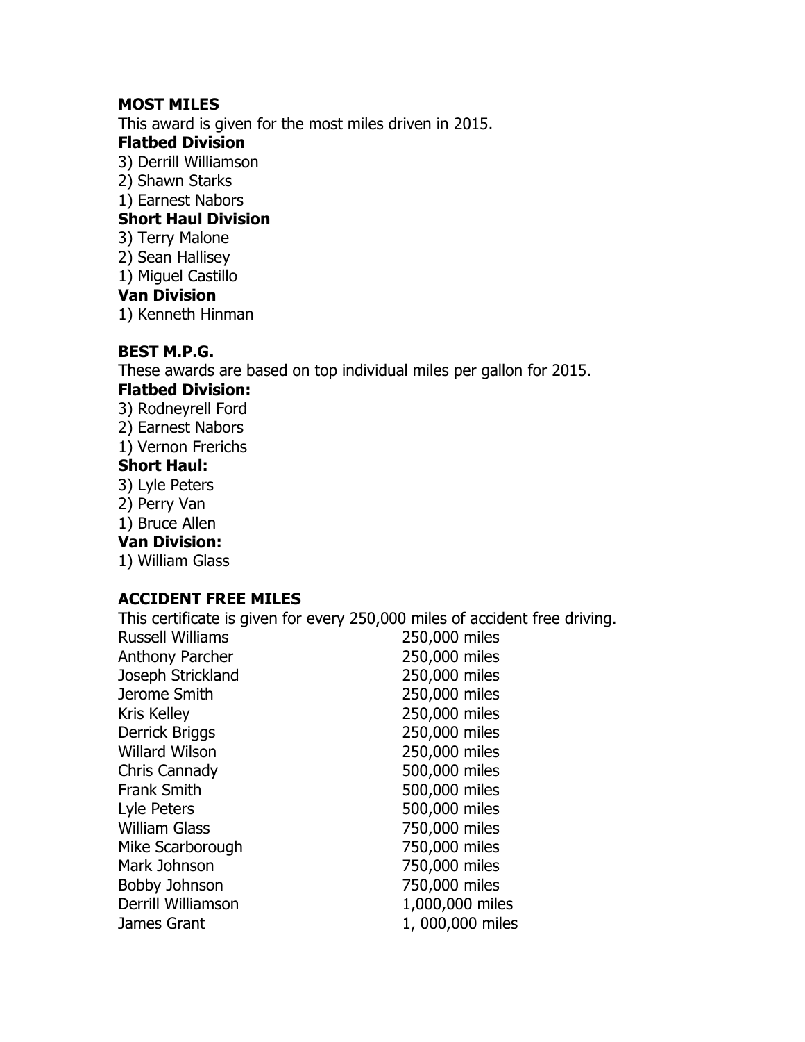**MOST MILES**

This award is given for the most miles driven in 2015.

**Flatbed Division**

3) Derrill Williamson
2) Shawn Starks
1) Earnest Nabors

**Short Haul Division**

3) Terry Malone
2) Sean Hallisey
1) Miguel Castillo

**Van Division**

1) Kenneth Hinman

**BEST M.P.G.**

These awards are based on top individual miles per gallon for 2015.

**Flatbed Division:**

3) Rodneyrell Ford
2) Earnest Nabors
1) Vernon Frerichs

**Short Haul:**

3) Lyle Peters
2) Perry Van
1) Bruce Allen

**Van Division:**

1) William Glass

**ACCIDENT FREE MILES**

This certificate is given for every 250,000 miles of accident free driving.

| | |
|---|---|
| Russell Williams | 250,000 miles |
| Anthony Parcher | 250,000 miles |
| Joseph Strickland | 250,000 miles |
| Jerome Smith | 250,000 miles |
| Kris Kelley | 250,000 miles |
| Derrick Briggs | 250,000 miles |
| Willard Wilson | 250,000 miles |
| Chris Cannady | 500,000 miles |
| Frank Smith | 500,000 miles |
| Lyle Peters | 500,000 miles |
| William Glass | 750,000 miles |
| Mike Scarborough | 750,000 miles |
| Mark Johnson | 750,000 miles |
| Bobby Johnson | 750,000 miles |
| Derrill Williamson | 1,000,000 miles |
| James Grant | 1, 000,000 miles |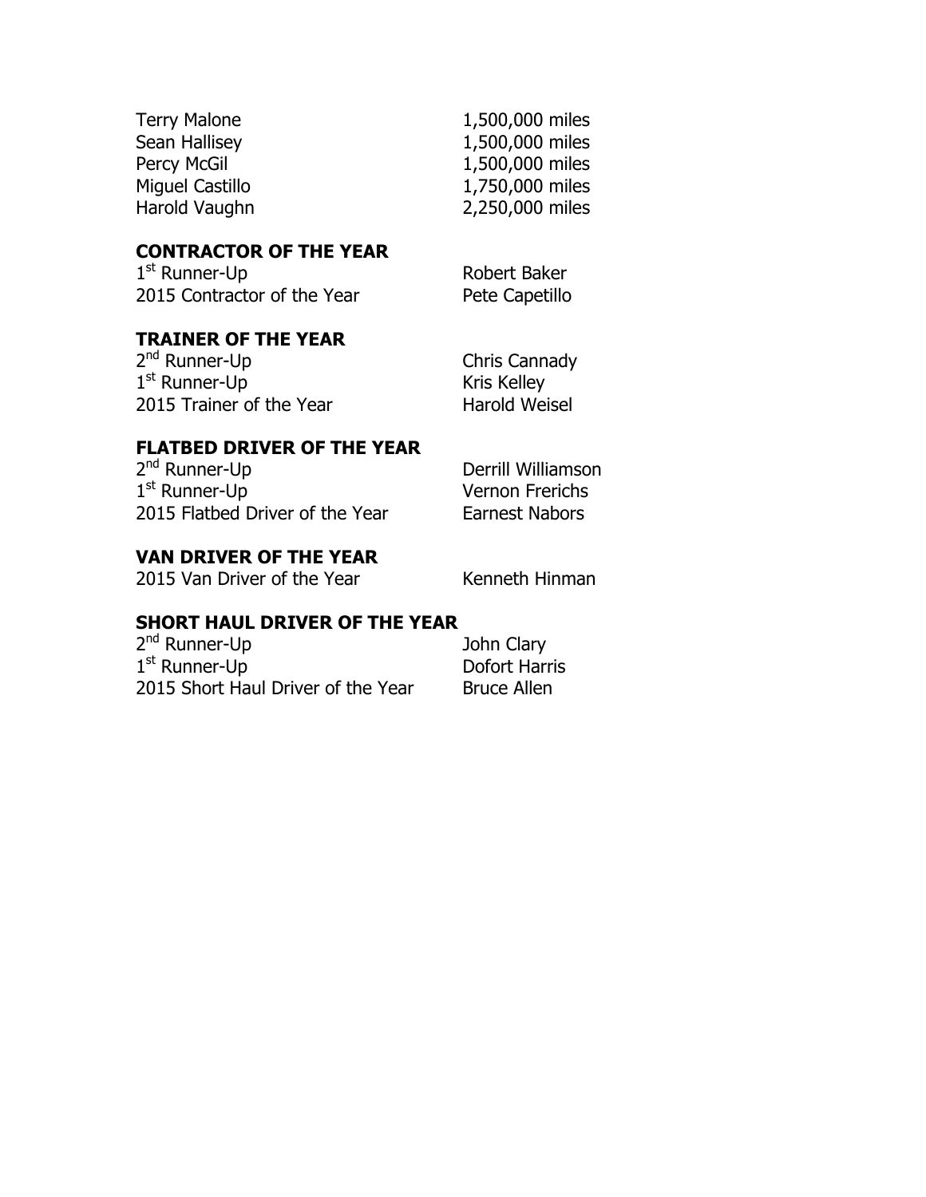| | |
|---|---|
| Terry Malone | 1,500,000 miles |
| Sean Hallisey | 1,500,000 miles |
| Percy McGil | 1,500,000 miles |
| Miguel Castillo | 1,750,000 miles |
| Harold Vaughn | 2,250,000 miles |

## CONTRACTOR OF THE YEAR

| | |
|---|---|
| 1st Runner-Up | Robert Baker |
| 2015 Contractor of the Year | Pete Capetillo |

## TRAINER OF THE YEAR

| | |
|---|---|
| 2nd Runner-Up | Chris Cannady |
| 1st Runner-Up | Kris Kelley |
| 2015 Trainer of the Year | Harold Weisel |

## FLATBED DRIVER OF THE YEAR

| | |
|---|---|
| 2nd Runner-Up | Derrill Williamson |
| 1st Runner-Up | Vernon Frerichs |
| 2015 Flatbed Driver of the Year | Earnest Nabors |

## VAN DRIVER OF THE YEAR

| | |
|---|---|
| 2015 Van Driver of the Year | Kenneth Hinman |

## SHORT HAUL DRIVER OF THE YEAR

| | |
|---|---|
| 2nd Runner-Up | John Clary |
| 1st Runner-Up | Dofort Harris |
| 2015 Short Haul Driver of the Year | Bruce Allen |